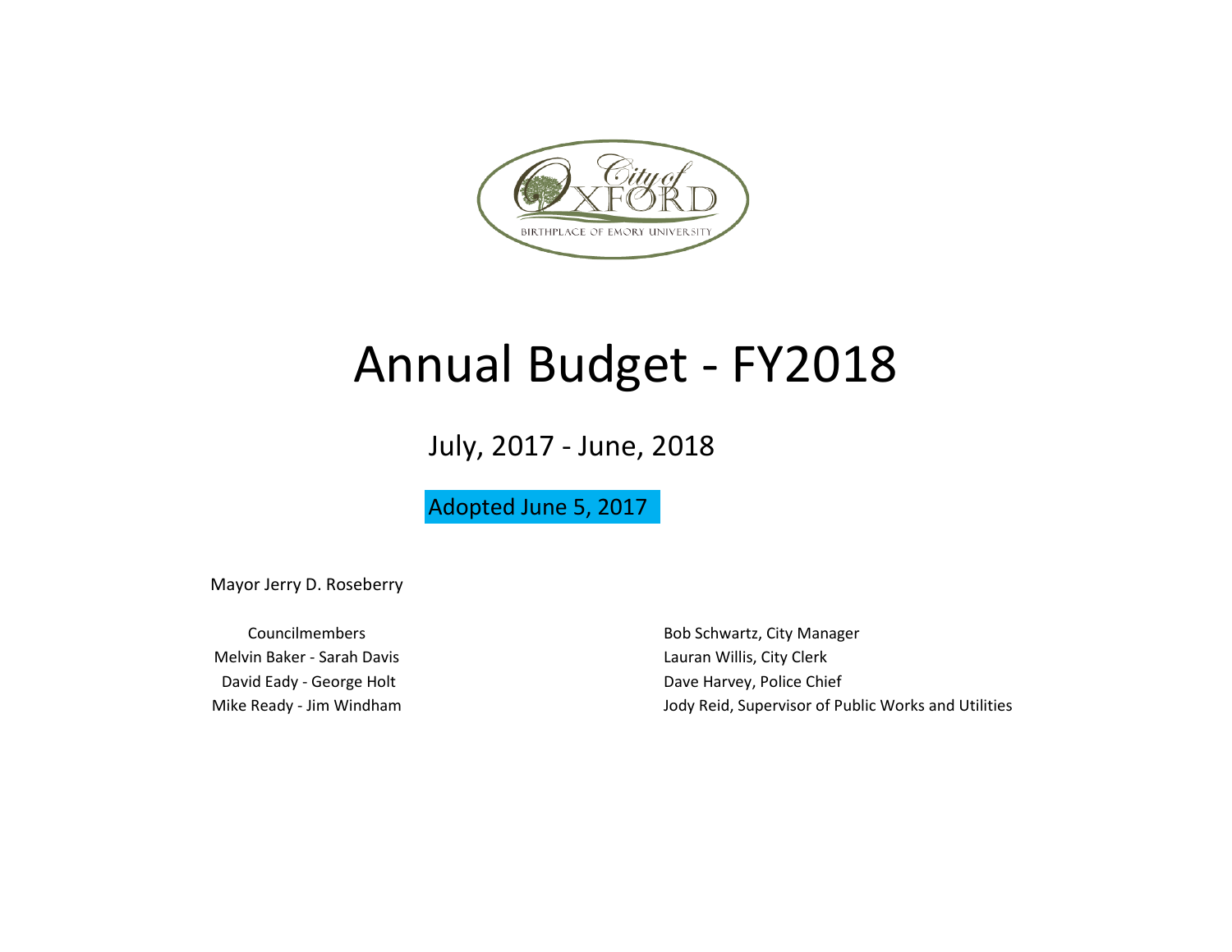City of OXFORD

BIRTHPLACE OF EMORY UNIVERSITY

# Annual Budget - FY2018

## July, 2017 - June, 2018

Adopted June 5, 2017

Mayor Jerry D. Roseberry

Councilmembers
Melvin Baker - Sarah Davis
David Eady - George Holt
Mike Ready - Jim Windham

Bob Schwartz, City Manager
Lauran Willis, City Clerk
Dave Harvey, Police Chief
Jody Reid, Supervisor of Public Works and Utilities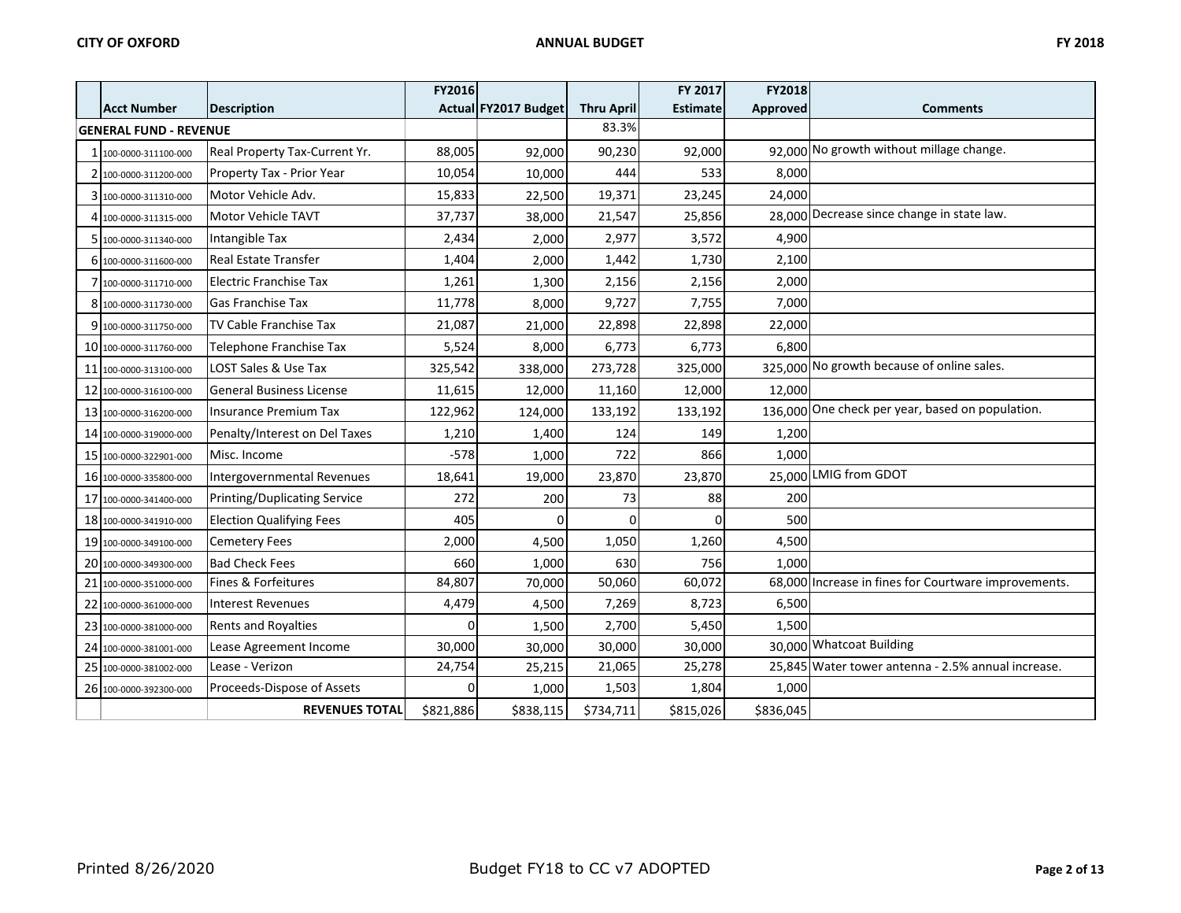| | Acct Number | Description | FY2016 Actual | FY2017 Budget | Thru April | FY 2017 Estimate | FY2018 Approved | Comments |
|---|---|---|---|---|---|---|---|---|
| **GENERAL FUND - REVENUE** | | | | | 83.3% | | | |
| 1 | 100-0000-311100-000 | Real Property Tax-Current Yr. | 88,005 | 92,000 | 90,230 | 92,000 | 92,000 | No growth without millage change. |
| 2 | 100-0000-311200-000 | Property Tax - Prior Year | 10,054 | 10,000 | 444 | 533 | 8,000 | |
| 3 | 100-0000-311310-000 | Motor Vehicle Adv. | 15,833 | 22,500 | 19,371 | 23,245 | 24,000 | |
| 4 | 100-0000-311315-000 | Motor Vehicle TAVT | 37,737 | 38,000 | 21,547 | 25,856 | 28,000 | Decrease since change in state law. |
| 5 | 100-0000-311340-000 | Intangible Tax | 2,434 | 2,000 | 2,977 | 3,572 | 4,900 | |
| 6 | 100-0000-311600-000 | Real Estate Transfer | 1,404 | 2,000 | 1,442 | 1,730 | 2,100 | |
| 7 | 100-0000-311710-000 | Electric Franchise Tax | 1,261 | 1,300 | 2,156 | 2,156 | 2,000 | |
| 8 | 100-0000-311730-000 | Gas Franchise Tax | 11,778 | 8,000 | 9,727 | 7,755 | 7,000 | |
| 9 | 100-0000-311750-000 | TV Cable Franchise Tax | 21,087 | 21,000 | 22,898 | 22,898 | 22,000 | |
| 10 | 100-0000-311760-000 | Telephone Franchise Tax | 5,524 | 8,000 | 6,773 | 6,773 | 6,800 | |
| 11 | 100-0000-313100-000 | LOST Sales & Use Tax | 325,542 | 338,000 | 273,728 | 325,000 | 325,000 | No growth because of online sales. |
| 12 | 100-0000-316100-000 | General Business License | 11,615 | 12,000 | 11,160 | 12,000 | 12,000 | |
| 13 | 100-0000-316200-000 | Insurance Premium Tax | 122,962 | 124,000 | 133,192 | 133,192 | 136,000 | One check per year, based on population. |
| 14 | 100-0000-319000-000 | Penalty/Interest on Del Taxes | 1,210 | 1,400 | 124 | 149 | 1,200 | |
| 15 | 100-0000-322901-000 | Misc. Income | -578 | 1,000 | 722 | 866 | 1,000 | |
| 16 | 100-0000-335800-000 | Intergovernmental Revenues | 18,641 | 19,000 | 23,870 | 23,870 | 25,000 | LMIG from GDOT |
| 17 | 100-0000-341400-000 | Printing/Duplicating Service | 272 | 200 | 73 | 88 | 200 | |
| 18 | 100-0000-341910-000 | Election Qualifying Fees | 405 | 0 | 0 | 0 | 500 | |
| 19 | 100-0000-349100-000 | Cemetery Fees | 2,000 | 4,500 | 1,050 | 1,260 | 4,500 | |
| 20 | 100-0000-349300-000 | Bad Check Fees | 660 | 1,000 | 630 | 756 | 1,000 | |
| 21 | 100-0000-351000-000 | Fines & Forfeitures | 84,807 | 70,000 | 50,060 | 60,072 | 68,000 | Increase in fines for Courtware improvements. |
| 22 | 100-0000-361000-000 | Interest Revenues | 4,479 | 4,500 | 7,269 | 8,723 | 6,500 | |
| 23 | 100-0000-381000-000 | Rents and Royalties | 0 | 1,500 | 2,700 | 5,450 | 1,500 | |
| 24 | 100-0000-381001-000 | Lease Agreement Income | 30,000 | 30,000 | 30,000 | 30,000 | 30,000 | Whatcoat Building |
| 25 | 100-0000-381002-000 | Lease - Verizon | 24,754 | 25,215 | 21,065 | 25,278 | 25,845 | Water tower antenna - 2.5% annual increase. |
| 26 | 100-0000-392300-000 | Proceeds-Dispose of Assets | 0 | 1,000 | 1,503 | 1,804 | 1,000 | |
| | | **REVENUES TOTAL** | $821,886 | $838,115 | $734,711 | $815,026 | $836,045 | |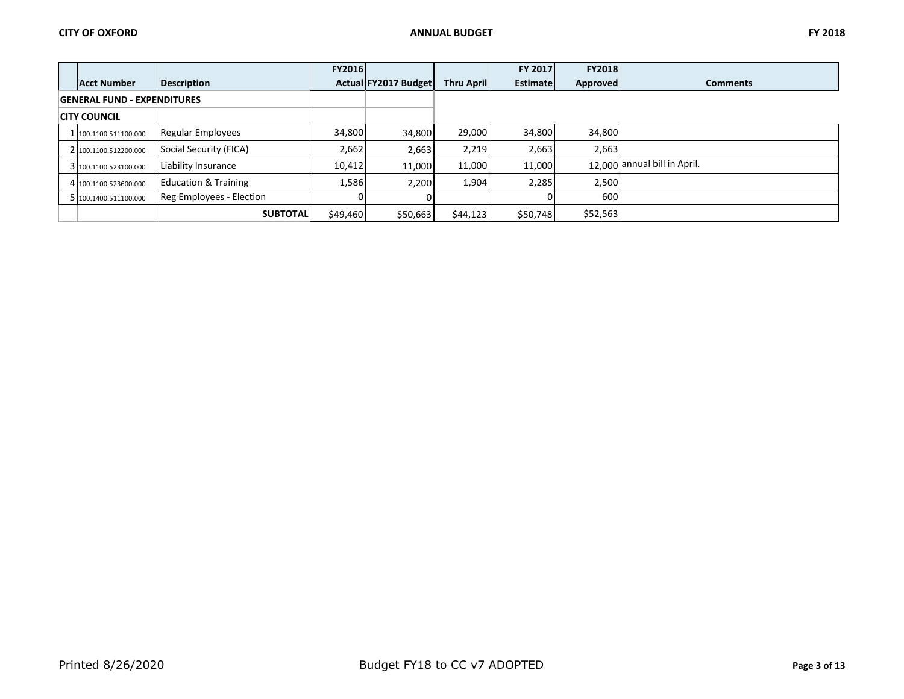| | Acct Number | Description | FY2016 Actual | FY2017 Budget | Thru April | FY 2017 Estimate | FY2018 Approved | Comments |
|---|---|---|---|---|---|---|---|---|
| **GENERAL FUND - EXPENDITURES** | | | | | | | | |
| **CITY COUNCIL** | | | | | | | | |
| 1 | 100.1100.511100.000 | Regular Employees | 34,800 | 34,800 | 29,000 | 34,800 | 34,800 | |
| 2 | 100.1100.512200.000 | Social Security (FICA) | 2,662 | 2,663 | 2,219 | 2,663 | 2,663 | |
| 3 | 100.1100.523100.000 | Liability Insurance | 10,412 | 11,000 | 11,000 | 11,000 | 12,000 | annual bill in April. |
| 4 | 100.1100.523600.000 | Education & Training | 1,586 | 2,200 | 1,904 | 2,285 | 2,500 | |
| 5 | 100.1400.511100.000 | Reg Employees - Election | 0 | 0 | | 0 | 600 | |
| | | **SUBTOTAL** | $49,460 | $50,663 | $44,123 | $50,748 | $52,563 | |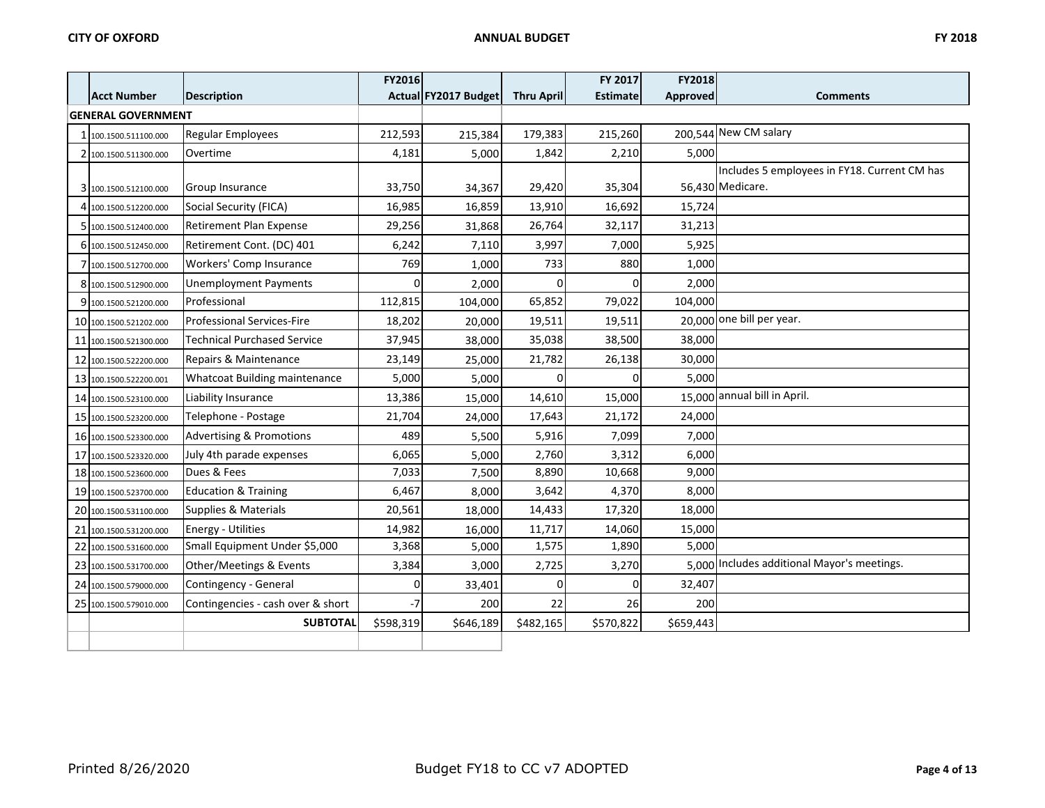| | Acct Number | Description | FY2016 Actual | FY2017 Budget | Thru April | FY 2017 Estimate | FY2018 Approved | Comments |
|---|---|---|---|---|---|---|---|---|
| | **GENERAL GOVERNMENT** | | | | | | | |
| 1 | 100.1500.511100.000 | Regular Employees | 212,593 | 215,384 | 179,383 | 215,260 | 200,544 | New CM salary |
| 2 | 100.1500.511300.000 | Overtime | 4,181 | 5,000 | 1,842 | 2,210 | 5,000 | |
| 3 | 100.1500.512100.000 | Group Insurance | 33,750 | 34,367 | 29,420 | 35,304 | 56,430 | Includes 5 employees in FY18. Current CM has Medicare. |
| 4 | 100.1500.512200.000 | Social Security (FICA) | 16,985 | 16,859 | 13,910 | 16,692 | 15,724 | |
| 5 | 100.1500.512400.000 | Retirement Plan Expense | 29,256 | 31,868 | 26,764 | 32,117 | 31,213 | |
| 6 | 100.1500.512450.000 | Retirement Cont. (DC) 401 | 6,242 | 7,110 | 3,997 | 7,000 | 5,925 | |
| 7 | 100.1500.512700.000 | Workers' Comp Insurance | 769 | 1,000 | 733 | 880 | 1,000 | |
| 8 | 100.1500.512900.000 | Unemployment Payments | 0 | 2,000 | 0 | 0 | 2,000 | |
| 9 | 100.1500.521200.000 | Professional | 112,815 | 104,000 | 65,852 | 79,022 | 104,000 | |
| 10 | 100.1500.521202.000 | Professional Services-Fire | 18,202 | 20,000 | 19,511 | 19,511 | 20,000 | one bill per year. |
| 11 | 100.1500.521300.000 | Technical Purchased Service | 37,945 | 38,000 | 35,038 | 38,500 | 38,000 | |
| 12 | 100.1500.522200.000 | Repairs & Maintenance | 23,149 | 25,000 | 21,782 | 26,138 | 30,000 | |
| 13 | 100.1500.522200.001 | Whatcoat Building maintenance | 5,000 | 5,000 | 0 | 0 | 5,000 | |
| 14 | 100.1500.523100.000 | Liability Insurance | 13,386 | 15,000 | 14,610 | 15,000 | 15,000 | annual bill in April. |
| 15 | 100.1500.523200.000 | Telephone - Postage | 21,704 | 24,000 | 17,643 | 21,172 | 24,000 | |
| 16 | 100.1500.523300.000 | Advertising & Promotions | 489 | 5,500 | 5,916 | 7,099 | 7,000 | |
| 17 | 100.1500.523320.000 | July 4th parade expenses | 6,065 | 5,000 | 2,760 | 3,312 | 6,000 | |
| 18 | 100.1500.523600.000 | Dues & Fees | 7,033 | 7,500 | 8,890 | 10,668 | 9,000 | |
| 19 | 100.1500.523700.000 | Education & Training | 6,467 | 8,000 | 3,642 | 4,370 | 8,000 | |
| 20 | 100.1500.531100.000 | Supplies & Materials | 20,561 | 18,000 | 14,433 | 17,320 | 18,000 | |
| 21 | 100.1500.531200.000 | Energy - Utilities | 14,982 | 16,000 | 11,717 | 14,060 | 15,000 | |
| 22 | 100.1500.531600.000 | Small Equipment Under $5,000 | 3,368 | 5,000 | 1,575 | 1,890 | 5,000 | |
| 23 | 100.1500.531700.000 | Other/Meetings & Events | 3,384 | 3,000 | 2,725 | 3,270 | 5,000 | Includes additional Mayor's meetings. |
| 24 | 100.1500.579000.000 | Contingency - General | 0 | 33,401 | 0 | 0 | 32,407 | |
| 25 | 100.1500.579010.000 | Contingencies - cash over & short | -7 | 200 | 22 | 26 | 200 | |
| | | **SUBTOTAL** | $598,319 | $646,189 | $482,165 | $570,822 | $659,443 | |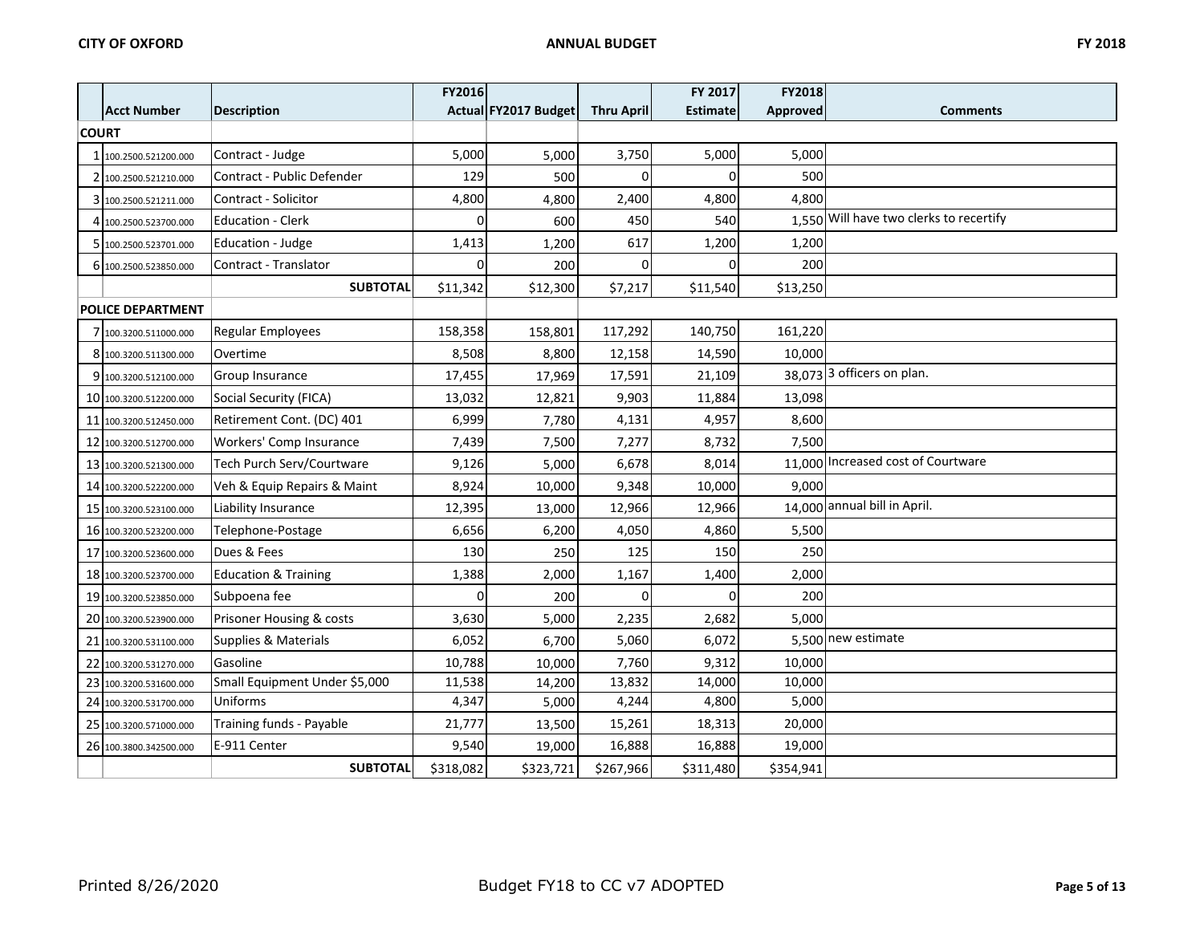| | Acct Number | Description | FY2016 Actual | FY2017 Budget | Thru April | FY 2017 Estimate | FY2018 Approved | Comments |
|---|---|---|---|---|---|---|---|---|
| **COURT** | | | | | | | | |
| 1 | 100.2500.521200.000 | Contract - Judge | 5,000 | 5,000 | 3,750 | 5,000 | 5,000 | |
| 2 | 100.2500.521210.000 | Contract - Public Defender | 129 | 500 | 0 | 0 | 500 | |
| 3 | 100.2500.521211.000 | Contract - Solicitor | 4,800 | 4,800 | 2,400 | 4,800 | 4,800 | |
| 4 | 100.2500.523700.000 | Education - Clerk | 0 | 600 | 450 | 540 | 1,550 | Will have two clerks to recertify |
| 5 | 100.2500.523701.000 | Education - Judge | 1,413 | 1,200 | 617 | 1,200 | 1,200 | |
| 6 | 100.2500.523850.000 | Contract - Translator | 0 | 200 | 0 | 0 | 200 | |
| | | **SUBTOTAL** | $11,342 | $12,300 | $7,217 | $11,540 | $13,250 | |
| **POLICE DEPARTMENT** | | | | | | | | |
| 7 | 100.3200.511000.000 | Regular Employees | 158,358 | 158,801 | 117,292 | 140,750 | 161,220 | |
| 8 | 100.3200.511300.000 | Overtime | 8,508 | 8,800 | 12,158 | 14,590 | 10,000 | |
| 9 | 100.3200.512100.000 | Group Insurance | 17,455 | 17,969 | 17,591 | 21,109 | 38,073 | 3 officers on plan. |
| 10 | 100.3200.512200.000 | Social Security (FICA) | 13,032 | 12,821 | 9,903 | 11,884 | 13,098 | |
| 11 | 100.3200.512450.000 | Retirement Cont. (DC) 401 | 6,999 | 7,780 | 4,131 | 4,957 | 8,600 | |
| 12 | 100.3200.512700.000 | Workers' Comp Insurance | 7,439 | 7,500 | 7,277 | 8,732 | 7,500 | |
| 13 | 100.3200.521300.000 | Tech Purch Serv/Courtware | 9,126 | 5,000 | 6,678 | 8,014 | 11,000 | Increased cost of Courtware |
| 14 | 100.3200.522200.000 | Veh & Equip Repairs & Maint | 8,924 | 10,000 | 9,348 | 10,000 | 9,000 | |
| 15 | 100.3200.523100.000 | Liability Insurance | 12,395 | 13,000 | 12,966 | 12,966 | 14,000 | annual bill in April. |
| 16 | 100.3200.523200.000 | Telephone-Postage | 6,656 | 6,200 | 4,050 | 4,860 | 5,500 | |
| 17 | 100.3200.523600.000 | Dues & Fees | 130 | 250 | 125 | 150 | 250 | |
| 18 | 100.3200.523700.000 | Education & Training | 1,388 | 2,000 | 1,167 | 1,400 | 2,000 | |
| 19 | 100.3200.523850.000 | Subpoena fee | 0 | 200 | 0 | 0 | 200 | |
| 20 | 100.3200.523900.000 | Prisoner Housing & costs | 3,630 | 5,000 | 2,235 | 2,682 | 5,000 | |
| 21 | 100.3200.531100.000 | Supplies & Materials | 6,052 | 6,700 | 5,060 | 6,072 | 5,500 | new estimate |
| 22 | 100.3200.531270.000 | Gasoline | 10,788 | 10,000 | 7,760 | 9,312 | 10,000 | |
| 23 | 100.3200.531600.000 | Small Equipment Under $5,000 | 11,538 | 14,200 | 13,832 | 14,000 | 10,000 | |
| 24 | 100.3200.531700.000 | Uniforms | 4,347 | 5,000 | 4,244 | 4,800 | 5,000 | |
| 25 | 100.3200.571000.000 | Training funds - Payable | 21,777 | 13,500 | 15,261 | 18,313 | 20,000 | |
| 26 | 100.3800.342500.000 | E-911 Center | 9,540 | 19,000 | 16,888 | 16,888 | 19,000 | |
| | | **SUBTOTAL** | $318,082 | $323,721 | $267,966 | $311,480 | $354,941 | |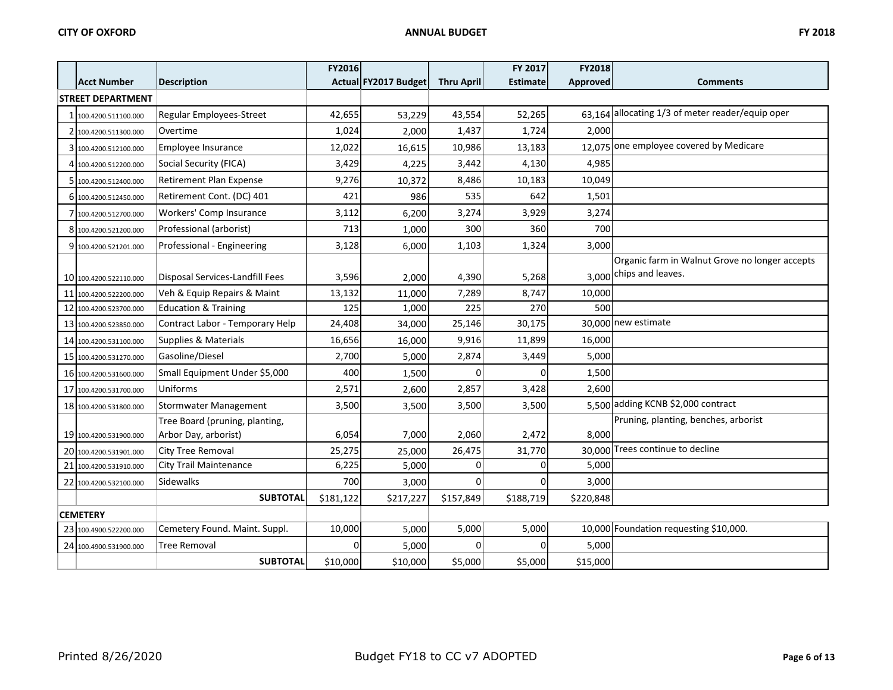| | Acct Number | Description | FY2016 Actual | FY2017 Budget | Thru April | FY 2017 Estimate | FY2018 Approved | Comments |
|---|---|---|---|---|---|---|---|---|
| **STREET DEPARTMENT** | | | | | | | | |
| 1 | 100.4200.511100.000 | Regular Employees-Street | 42,655 | 53,229 | 43,554 | 52,265 | 63,164 | allocating 1/3 of meter reader/equip oper |
| 2 | 100.4200.511300.000 | Overtime | 1,024 | 2,000 | 1,437 | 1,724 | 2,000 | |
| 3 | 100.4200.512100.000 | Employee Insurance | 12,022 | 16,615 | 10,986 | 13,183 | 12,075 | one employee covered by Medicare |
| 4 | 100.4200.512200.000 | Social Security (FICA) | 3,429 | 4,225 | 3,442 | 4,130 | 4,985 | |
| 5 | 100.4200.512400.000 | Retirement Plan Expense | 9,276 | 10,372 | 8,486 | 10,183 | 10,049 | |
| 6 | 100.4200.512450.000 | Retirement Cont. (DC) 401 | 421 | 986 | 535 | 642 | 1,501 | |
| 7 | 100.4200.512700.000 | Workers' Comp Insurance | 3,112 | 6,200 | 3,274 | 3,929 | 3,274 | |
| 8 | 100.4200.521200.000 | Professional (arborist) | 713 | 1,000 | 300 | 360 | 700 | |
| 9 | 100.4200.521201.000 | Professional - Engineering | 3,128 | 6,000 | 1,103 | 1,324 | 3,000 | |
| 10 | 100.4200.522110.000 | Disposal Services-Landfill Fees | 3,596 | 2,000 | 4,390 | 5,268 | 3,000 | Organic farm in Walnut Grove no longer accepts chips and leaves. |
| 11 | 100.4200.522200.000 | Veh & Equip Repairs & Maint | 13,132 | 11,000 | 7,289 | 8,747 | 10,000 | |
| 12 | 100.4200.523700.000 | Education & Training | 125 | 1,000 | 225 | 270 | 500 | |
| 13 | 100.4200.523850.000 | Contract Labor - Temporary Help | 24,408 | 34,000 | 25,146 | 30,175 | 30,000 | new estimate |
| 14 | 100.4200.531100.000 | Supplies & Materials | 16,656 | 16,000 | 9,916 | 11,899 | 16,000 | |
| 15 | 100.4200.531270.000 | Gasoline/Diesel | 2,700 | 5,000 | 2,874 | 3,449 | 5,000 | |
| 16 | 100.4200.531600.000 | Small Equipment Under $5,000 | 400 | 1,500 | 0 | 0 | 1,500 | |
| 17 | 100.4200.531700.000 | Uniforms | 2,571 | 2,600 | 2,857 | 3,428 | 2,600 | |
| 18 | 100.4200.531800.000 | Stormwater Management | 3,500 | 3,500 | 3,500 | 3,500 | 5,500 | adding KCNB $2,000 contract |
| 19 | 100.4200.531900.000 | Tree Board (pruning, planting, Arbor Day, arborist) | 6,054 | 7,000 | 2,060 | 2,472 | 8,000 | Pruning, planting, benches, arborist |
| 20 | 100.4200.531901.000 | City Tree Removal | 25,275 | 25,000 | 26,475 | 31,770 | 30,000 | Trees continue to decline |
| 21 | 100.4200.531910.000 | City Trail Maintenance | 6,225 | 5,000 | 0 | 0 | 5,000 | |
| 22 | 100.4200.532100.000 | Sidewalks | 700 | 3,000 | 0 | 0 | 3,000 | |
| | | **SUBTOTAL** | $181,122 | $217,227 | $157,849 | $188,719 | $220,848 | |
| **CEMETERY** | | | | | | | | |
| 23 | 100.4900.522200.000 | Cemetery Found. Maint. Suppl. | 10,000 | 5,000 | 5,000 | 5,000 | 10,000 | Foundation requesting $10,000. |
| 24 | 100.4900.531900.000 | Tree Removal | 0 | 5,000 | 0 | 0 | 5,000 | |
| | | **SUBTOTAL** | $10,000 | $10,000 | $5,000 | $5,000 | $15,000 | |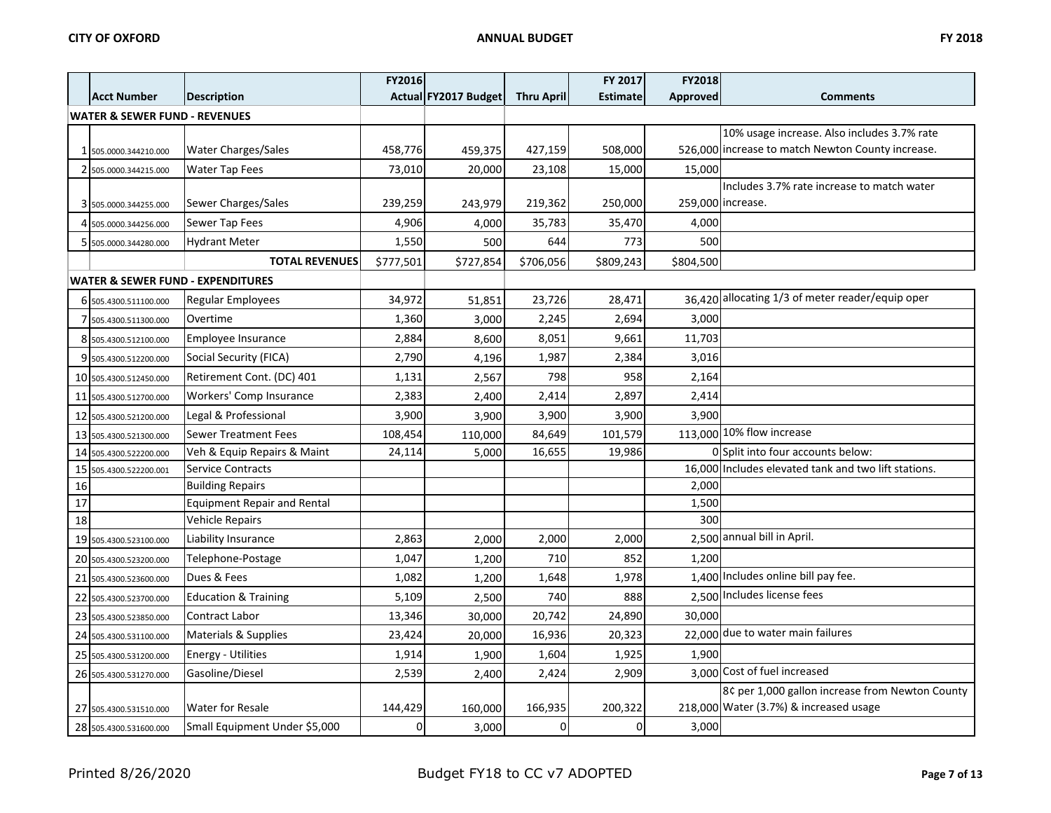| | Acct Number | Description | FY2016 Actual | FY2017 Budget | Thru April | FY 2017 Estimate | FY2018 Approved | Comments |
|---|---|---|---|---|---|---|---|---|
| **WATER & SEWER FUND - REVENUES** | | | | | | | | |
| 1 | 505.0000.344210.000 | Water Charges/Sales | 458,776 | 459,375 | 427,159 | 508,000 | 526,000 | 10% usage increase. Also includes 3.7% rate increase to match Newton County increase. |
| 2 | 505.0000.344215.000 | Water Tap Fees | 73,010 | 20,000 | 23,108 | 15,000 | 15,000 | |
| 3 | 505.0000.344255.000 | Sewer Charges/Sales | 239,259 | 243,979 | 219,362 | 250,000 | 259,000 | Includes 3.7% rate increase to match water increase. |
| 4 | 505.0000.344256.000 | Sewer Tap Fees | 4,906 | 4,000 | 35,783 | 35,470 | 4,000 | |
| 5 | 505.0000.344280.000 | Hydrant Meter | 1,550 | 500 | 644 | 773 | 500 | |
| | | **TOTAL REVENUES** | $777,501 | $727,854 | $706,056 | $809,243 | $804,500 | |
| **WATER & SEWER FUND - EXPENDITURES** | | | | | | | | |
| 6 | 505.4300.511100.000 | Regular Employees | 34,972 | 51,851 | 23,726 | 28,471 | 36,420 | allocating 1/3 of meter reader/equip oper |
| 7 | 505.4300.511300.000 | Overtime | 1,360 | 3,000 | 2,245 | 2,694 | 3,000 | |
| 8 | 505.4300.512100.000 | Employee Insurance | 2,884 | 8,600 | 8,051 | 9,661 | 11,703 | |
| 9 | 505.4300.512200.000 | Social Security (FICA) | 2,790 | 4,196 | 1,987 | 2,384 | 3,016 | |
| 10 | 505.4300.512450.000 | Retirement Cont. (DC) 401 | 1,131 | 2,567 | 798 | 958 | 2,164 | |
| 11 | 505.4300.512700.000 | Workers' Comp Insurance | 2,383 | 2,400 | 2,414 | 2,897 | 2,414 | |
| 12 | 505.4300.521200.000 | Legal & Professional | 3,900 | 3,900 | 3,900 | 3,900 | 3,900 | |
| 13 | 505.4300.521300.000 | Sewer Treatment Fees | 108,454 | 110,000 | 84,649 | 101,579 | 113,000 | 10% flow increase |
| 14 | 505.4300.522200.000 | Veh & Equip Repairs & Maint | 24,114 | 5,000 | 16,655 | 19,986 | 0 | Split into four accounts below: |
| 15 | 505.4300.522200.001 | Service Contracts | | | | | 16,000 | Includes elevated tank and two lift stations. |
| 16 | | Building Repairs | | | | | 2,000 | |
| 17 | | Equipment Repair and Rental | | | | | 1,500 | |
| 18 | | Vehicle Repairs | | | | | 300 | |
| 19 | 505.4300.523100.000 | Liability Insurance | 2,863 | 2,000 | 2,000 | 2,000 | 2,500 | annual bill in April. |
| 20 | 505.4300.523200.000 | Telephone-Postage | 1,047 | 1,200 | 710 | 852 | 1,200 | |
| 21 | 505.4300.523600.000 | Dues & Fees | 1,082 | 1,200 | 1,648 | 1,978 | 1,400 | Includes online bill pay fee. |
| 22 | 505.4300.523700.000 | Education & Training | 5,109 | 2,500 | 740 | 888 | 2,500 | Includes license fees |
| 23 | 505.4300.523850.000 | Contract Labor | 13,346 | 30,000 | 20,742 | 24,890 | 30,000 | |
| 24 | 505.4300.531100.000 | Materials & Supplies | 23,424 | 20,000 | 16,936 | 20,323 | 22,000 | due to water main failures |
| 25 | 505.4300.531200.000 | Energy - Utilities | 1,914 | 1,900 | 1,604 | 1,925 | 1,900 | |
| 26 | 505.4300.531270.000 | Gasoline/Diesel | 2,539 | 2,400 | 2,424 | 2,909 | 3,000 | Cost of fuel increased |
| 27 | 505.4300.531510.000 | Water for Resale | 144,429 | 160,000 | 166,935 | 200,322 | 218,000 | 8¢ per 1,000 gallon increase from Newton County Water (3.7%) & increased usage |
| 28 | 505.4300.531600.000 | Small Equipment Under $5,000 | 0 | 3,000 | 0 | 0 | 3,000 | |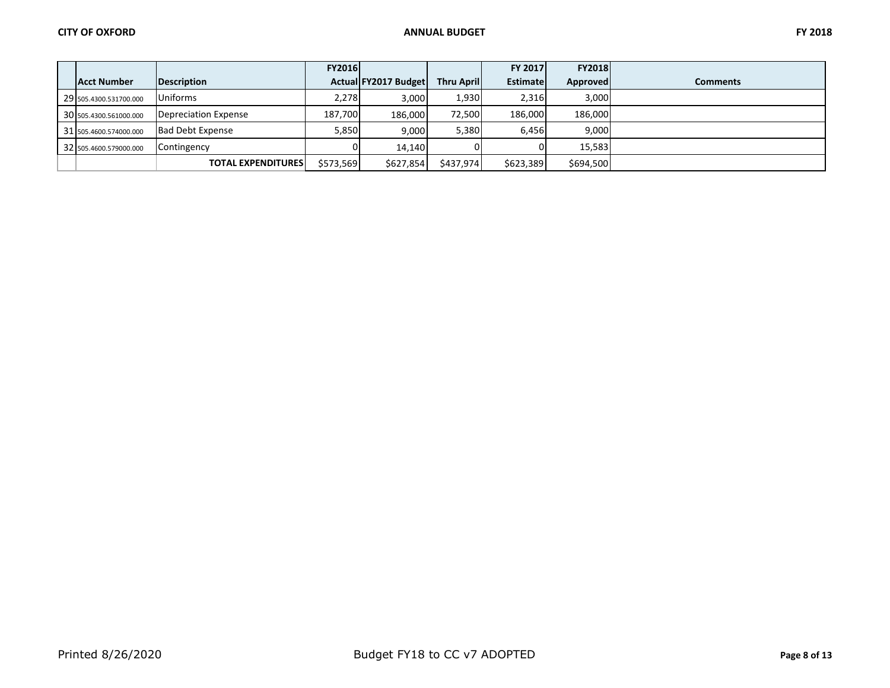| | Acct Number | Description | FY2016 Actual | FY2017 Budget | Thru April | FY 2017 Estimate | FY2018 Approved | Comments |
|---|---|---|---|---|---|---|---|---|
| 29 | 505.4300.531700.000 | Uniforms | 2,278 | 3,000 | 1,930 | 2,316 | 3,000 | |
| 30 | 505.4300.561000.000 | Depreciation Expense | 187,700 | 186,000 | 72,500 | 186,000 | 186,000 | |
| 31 | 505.4600.574000.000 | Bad Debt Expense | 5,850 | 9,000 | 5,380 | 6,456 | 9,000 | |
| 32 | 505.4600.579000.000 | Contingency | 0 | 14,140 | 0 | 0 | 15,583 | |
| | | **TOTAL EXPENDITURES** | $573,569 | $627,854 | $437,974 | $623,389 | $694,500 | |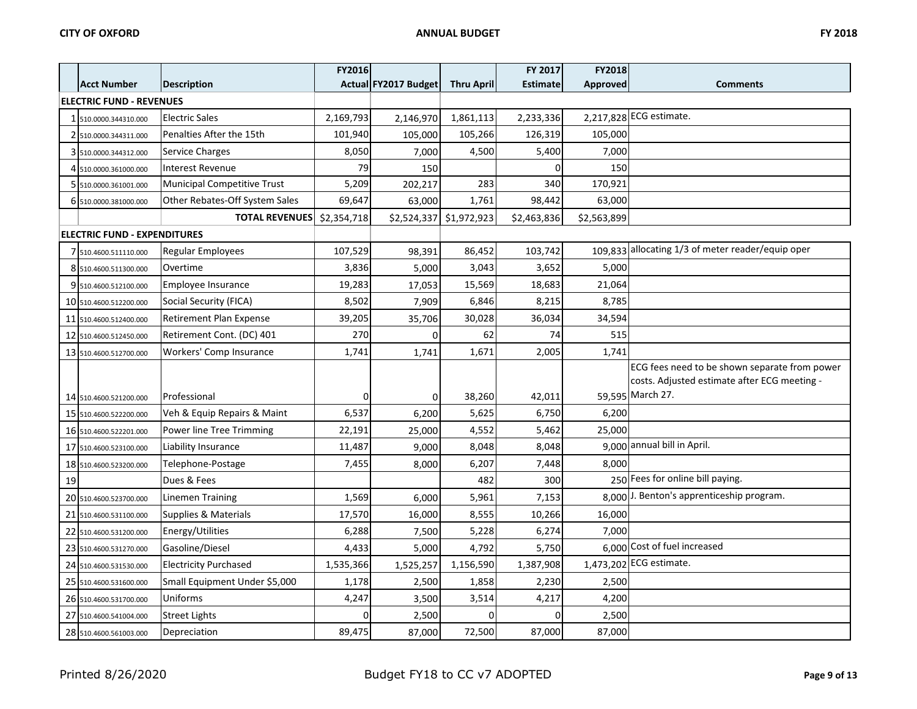| | Acct Number | Description | FY2016 Actual | FY2017 Budget | Thru April | FY 2017 Estimate | FY2018 Approved | Comments |
|---|---|---|---|---|---|---|---|---|
| **ELECTRIC FUND - REVENUES** | | | | | | | | |
| 1 | 510.0000.344310.000 | Electric Sales | 2,169,793 | 2,146,970 | 1,861,113 | 2,233,336 | 2,217,828 | ECG estimate. |
| 2 | 510.0000.344311.000 | Penalties After the 15th | 101,940 | 105,000 | 105,266 | 126,319 | 105,000 | |
| 3 | 510.0000.344312.000 | Service Charges | 8,050 | 7,000 | 4,500 | 5,400 | 7,000 | |
| 4 | 510.0000.361000.000 | Interest Revenue | 79 | 150 | | 0 | 150 | |
| 5 | 510.0000.361001.000 | Municipal Competitive Trust | 5,209 | 202,217 | 283 | 340 | 170,921 | |
| 6 | 510.0000.381000.000 | Other Rebates-Off System Sales | 69,647 | 63,000 | 1,761 | 98,442 | 63,000 | |
| | | **TOTAL REVENUES** | $2,354,718 | $2,524,337 | $1,972,923 | $2,463,836 | $2,563,899 | |
| **ELECTRIC FUND - EXPENDITURES** | | | | | | | | |
| 7 | 510.4600.511110.000 | Regular Employees | 107,529 | 98,391 | 86,452 | 103,742 | 109,833 | allocating 1/3 of meter reader/equip oper |
| 8 | 510.4600.511300.000 | Overtime | 3,836 | 5,000 | 3,043 | 3,652 | 5,000 | |
| 9 | 510.4600.512100.000 | Employee Insurance | 19,283 | 17,053 | 15,569 | 18,683 | 21,064 | |
| 10 | 510.4600.512200.000 | Social Security (FICA) | 8,502 | 7,909 | 6,846 | 8,215 | 8,785 | |
| 11 | 510.4600.512400.000 | Retirement Plan Expense | 39,205 | 35,706 | 30,028 | 36,034 | 34,594 | |
| 12 | 510.4600.512450.000 | Retirement Cont. (DC) 401 | 270 | 0 | 62 | 74 | 515 | |
| 13 | 510.4600.512700.000 | Workers' Comp Insurance | 1,741 | 1,741 | 1,671 | 2,005 | 1,741 | |
| 14 | 510.4600.521200.000 | Professional | 0 | 0 | 38,260 | 42,011 | 59,595 | ECG fees need to be shown separate from power costs. Adjusted estimate after ECG meeting - March 27. |
| 15 | 510.4600.522200.000 | Veh & Equip Repairs & Maint | 6,537 | 6,200 | 5,625 | 6,750 | 6,200 | |
| 16 | 510.4600.522201.000 | Power line Tree Trimming | 22,191 | 25,000 | 4,552 | 5,462 | 25,000 | |
| 17 | 510.4600.523100.000 | Liability Insurance | 11,487 | 9,000 | 8,048 | 8,048 | 9,000 | annual bill in April. |
| 18 | 510.4600.523200.000 | Telephone-Postage | 7,455 | 8,000 | 6,207 | 7,448 | 8,000 | |
| 19 | | Dues & Fees | | | 482 | 300 | 250 | Fees for online bill paying. |
| 20 | 510.4600.523700.000 | Linemen Training | 1,569 | 6,000 | 5,961 | 7,153 | 8,000 | J. Benton's apprenticeship program. |
| 21 | 510.4600.531100.000 | Supplies & Materials | 17,570 | 16,000 | 8,555 | 10,266 | 16,000 | |
| 22 | 510.4600.531200.000 | Energy/Utilities | 6,288 | 7,500 | 5,228 | 6,274 | 7,000 | |
| 23 | 510.4600.531270.000 | Gasoline/Diesel | 4,433 | 5,000 | 4,792 | 5,750 | 6,000 | Cost of fuel increased |
| 24 | 510.4600.531530.000 | Electricity Purchased | 1,535,366 | 1,525,257 | 1,156,590 | 1,387,908 | 1,473,202 | ECG estimate. |
| 25 | 510.4600.531600.000 | Small Equipment Under $5,000 | 1,178 | 2,500 | 1,858 | 2,230 | 2,500 | |
| 26 | 510.4600.531700.000 | Uniforms | 4,247 | 3,500 | 3,514 | 4,217 | 4,200 | |
| 27 | 510.4600.541004.000 | Street Lights | 0 | 2,500 | 0 | 0 | 2,500 | |
| 28 | 510.4600.561003.000 | Depreciation | 89,475 | 87,000 | 72,500 | 87,000 | 87,000 | |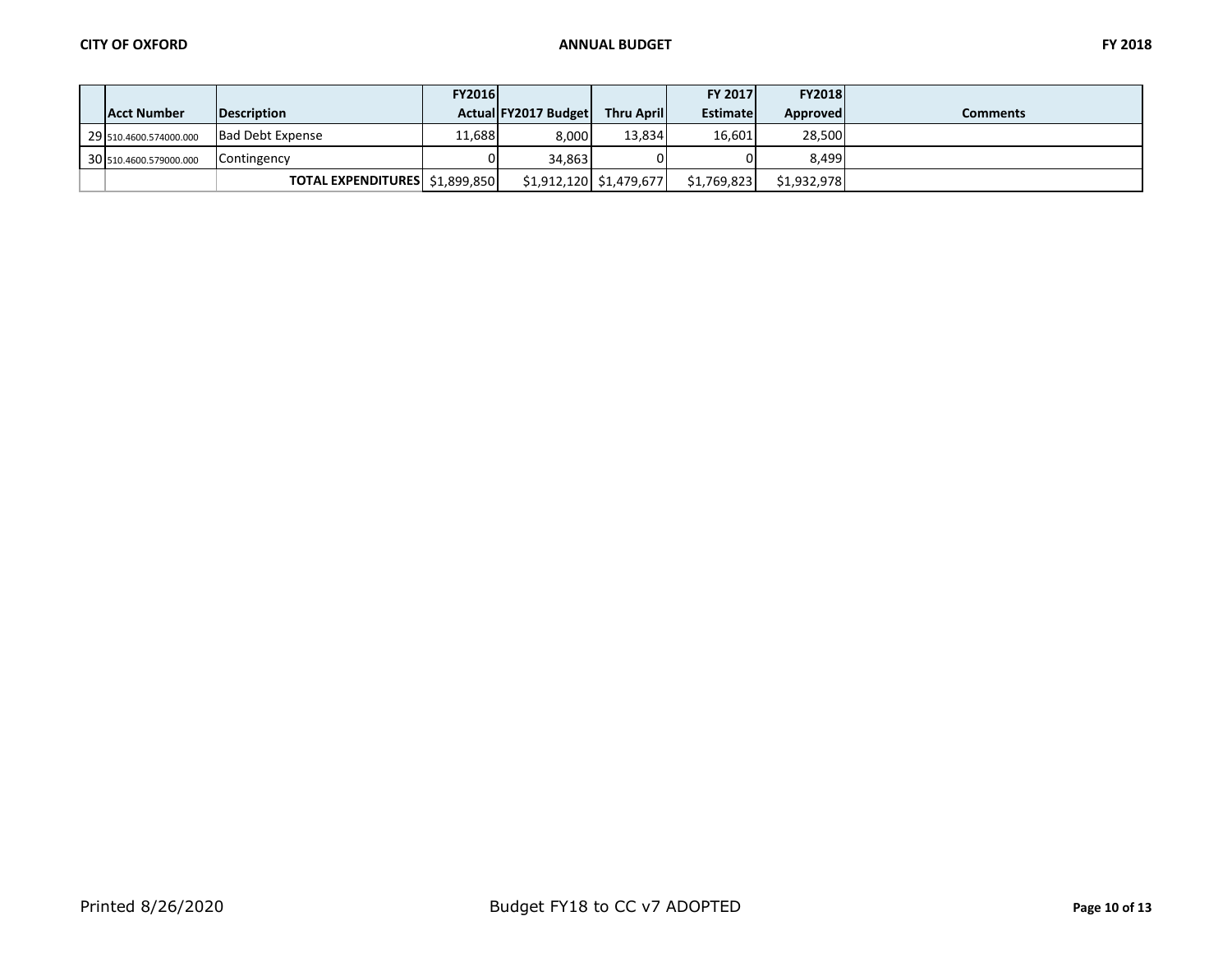| | Acct Number | Description | FY2016 Actual | FY2017 Budget | Thru April | FY 2017 Estimate | FY2018 Approved | Comments |
|---|---|---|---|---|---|---|---|---|
| 29 | 510.4600.574000.000 | Bad Debt Expense | 11,688 | 8,000 | 13,834 | 16,601 | 28,500 | |
| 30 | 510.4600.579000.000 | Contingency | 0 | 34,863 | 0 | 0 | 8,499 | |
| | | **TOTAL EXPENDITURES** | $1,899,850 | $1,912,120 | $1,479,677 | $1,769,823 | $1,932,978 | |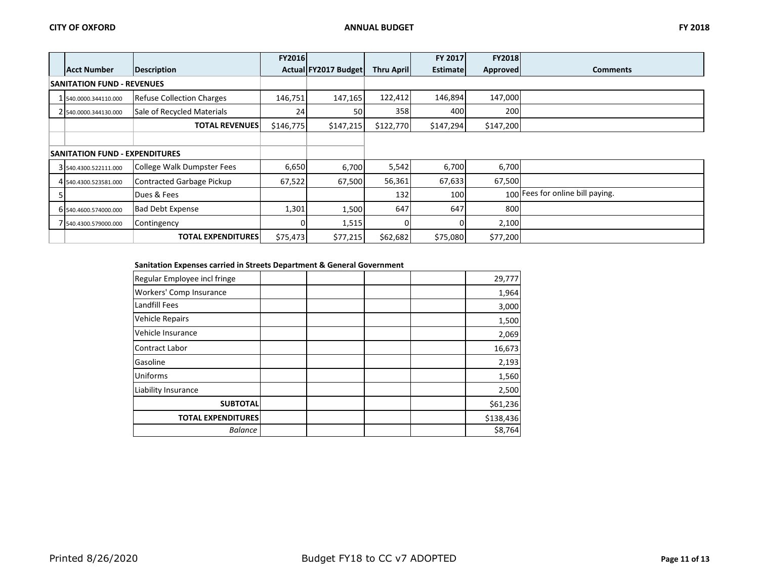|  | Acct Number | Description | FY2016 Actual | FY2017 Budget | Thru April | FY 2017 Estimate | FY2018 Approved | Comments |
|---|---|---|---|---|---|---|---|---|
| **SANITATION FUND - REVENUES** | | | | | | | | |
| 1 | 540.0000.344110.000 | Refuse Collection Charges | 146,751 | 147,165 | 122,412 | 146,894 | 147,000 | |
| 2 | 540.0000.344130.000 | Sale of Recycled Materials | 24 | 50 | 358 | 400 | 200 | |
| | | **TOTAL REVENUES** | $146,775 | $147,215 | $122,770 | $147,294 | $147,200 | |
| | | | | | | | | |
| **SANITATION FUND - EXPENDITURES** | | | | | | | | |
| 3 | 540.4300.522111.000 | College Walk Dumpster Fees | 6,650 | 6,700 | 5,542 | 6,700 | 6,700 | |
| 4 | 540.4300.523581.000 | Contracted Garbage Pickup | 67,522 | 67,500 | 56,361 | 67,633 | 67,500 | |
| 5 | | Dues & Fees | | | 132 | 100 | 100 | Fees for online bill paying. |
| 6 | 540.4600.574000.000 | Bad Debt Expense | 1,301 | 1,500 | 647 | 647 | 800 | |
| 7 | 540.4300.579000.000 | Contingency | 0 | 1,515 | 0 | 0 | 2,100 | |
| | | **TOTAL EXPENDITURES** | $75,473 | $77,215 | $62,682 | $75,080 | $77,200 | |

**Sanitation Expenses carried in Streets Department & General Government**

| Description | | | | | FY2018 Approved |
|---|---|---|---|---|---|
| Regular Employee incl fringe | | | | | 29,777 |
| Workers' Comp Insurance | | | | | 1,964 |
| Landfill Fees | | | | | 3,000 |
| Vehicle Repairs | | | | | 1,500 |
| Vehicle Insurance | | | | | 2,069 |
| Contract Labor | | | | | 16,673 |
| Gasoline | | | | | 2,193 |
| Uniforms | | | | | 1,560 |
| Liability Insurance | | | | | 2,500 |
| **SUBTOTAL** | | | | | $61,236 |
| **TOTAL EXPENDITURES** | | | | | $138,436 |
| *Balance* | | | | | $8,764 |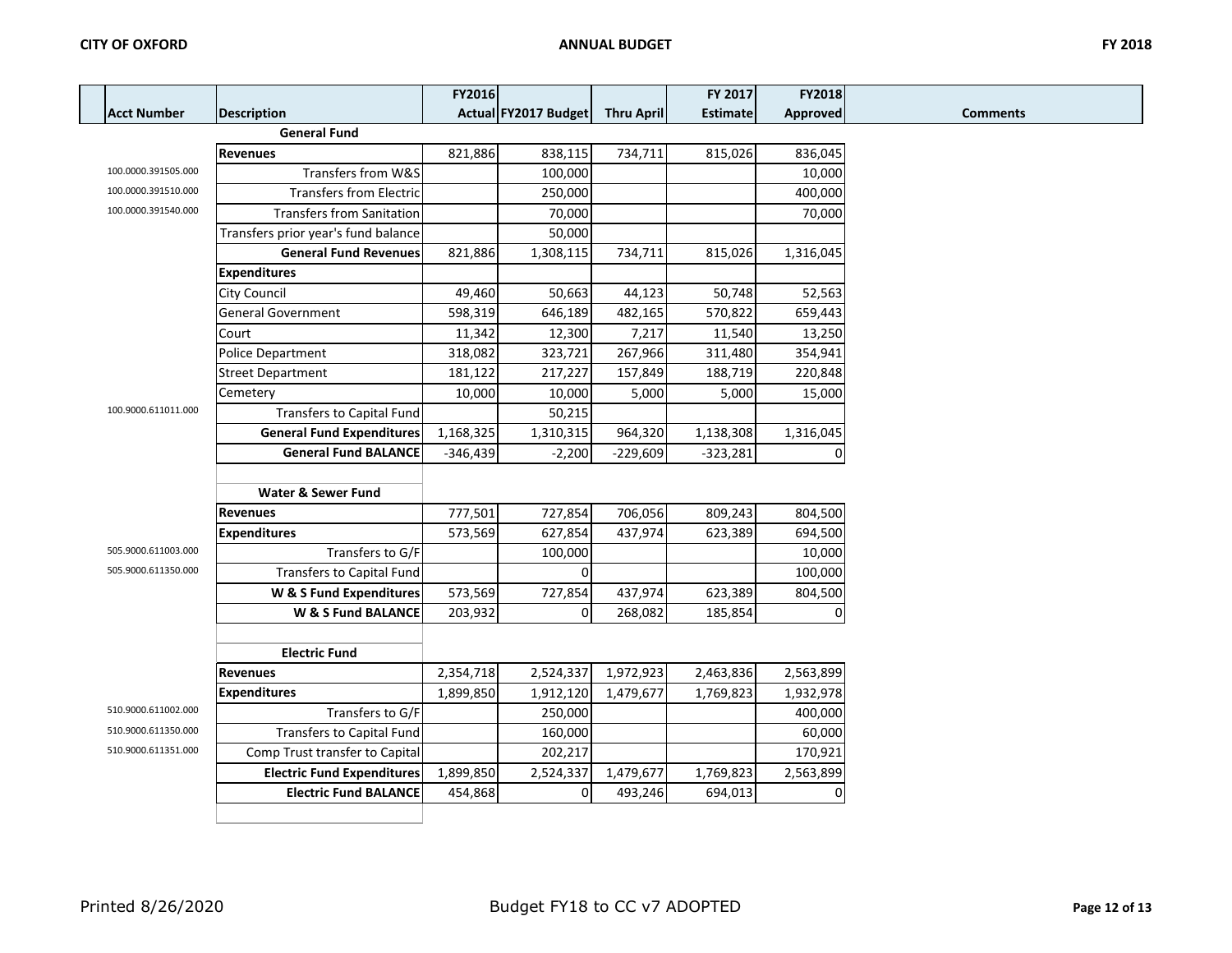| Acct Number | Description | FY2016 Actual | FY2017 Budget | Thru April | FY 2017 Estimate | FY2018 Approved | Comments |
|---|---|---|---|---|---|---|---|
| | **General Fund** | | | | | | |
| | **Revenues** | 821,886 | 838,115 | 734,711 | 815,026 | 836,045 | |
| 100.0000.391505.000 | Transfers from W&S | | 100,000 | | | 10,000 | |
| 100.0000.391510.000 | Transfers from Electric | | 250,000 | | | 400,000 | |
| 100.0000.391540.000 | Transfers from Sanitation | | 70,000 | | | 70,000 | |
| | Transfers prior year's fund balance | | 50,000 | | | | |
| | **General Fund Revenues** | 821,886 | 1,308,115 | 734,711 | 815,026 | 1,316,045 | |
| | **Expenditures** | | | | | | |
| | City Council | 49,460 | 50,663 | 44,123 | 50,748 | 52,563 | |
| | General Government | 598,319 | 646,189 | 482,165 | 570,822 | 659,443 | |
| | Court | 11,342 | 12,300 | 7,217 | 11,540 | 13,250 | |
| | Police Department | 318,082 | 323,721 | 267,966 | 311,480 | 354,941 | |
| | Street Department | 181,122 | 217,227 | 157,849 | 188,719 | 220,848 | |
| | Cemetery | 10,000 | 10,000 | 5,000 | 5,000 | 15,000 | |
| 100.9000.611011.000 | Transfers to Capital Fund | | 50,215 | | | | |
| | **General Fund Expenditures** | 1,168,325 | 1,310,315 | 964,320 | 1,138,308 | 1,316,045 | |
| | **General Fund BALANCE** | -346,439 | -2,200 | -229,609 | -323,281 | 0 | |
| | | | | | | | |
| | **Water & Sewer Fund** | | | | | | |
| | **Revenues** | 777,501 | 727,854 | 706,056 | 809,243 | 804,500 | |
| | **Expenditures** | 573,569 | 627,854 | 437,974 | 623,389 | 694,500 | |
| 505.9000.611003.000 | Transfers to G/F | | 100,000 | | | 10,000 | |
| 505.9000.611350.000 | Transfers to Capital Fund | | 0 | | | 100,000 | |
| | **W & S Fund Expenditures** | 573,569 | 727,854 | 437,974 | 623,389 | 804,500 | |
| | **W & S Fund BALANCE** | 203,932 | 0 | 268,082 | 185,854 | 0 | |
| | | | | | | | |
| | **Electric Fund** | | | | | | |
| | **Revenues** | 2,354,718 | 2,524,337 | 1,972,923 | 2,463,836 | 2,563,899 | |
| | **Expenditures** | 1,899,850 | 1,912,120 | 1,479,677 | 1,769,823 | 1,932,978 | |
| 510.9000.611002.000 | Transfers to G/F | | 250,000 | | | 400,000 | |
| 510.9000.611350.000 | Transfers to Capital Fund | | 160,000 | | | 60,000 | |
| 510.9000.611351.000 | Comp Trust transfer to Capital | | 202,217 | | | 170,921 | |
| | **Electric Fund Expenditures** | 1,899,850 | 2,524,337 | 1,479,677 | 1,769,823 | 2,563,899 | |
| | **Electric Fund BALANCE** | 454,868 | 0 | 493,246 | 694,013 | 0 | |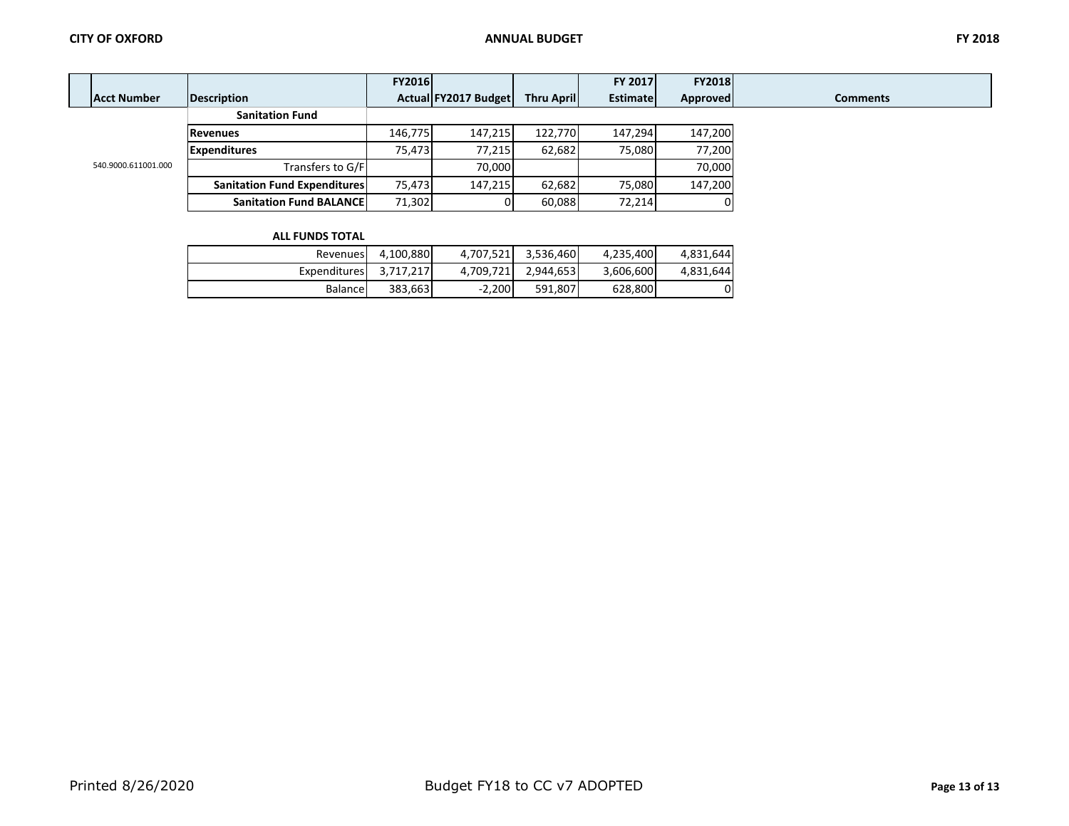| Acct Number | Description | FY2016 Actual | FY2017 Budget | Thru April | FY 2017 Estimate | FY2018 Approved | Comments |
|---|---|---|---|---|---|---|---|
| | **Sanitation Fund** | | | | | | |
| | **Revenues** | 146,775 | 147,215 | 122,770 | 147,294 | 147,200 | |
| | **Expenditures** | 75,473 | 77,215 | 62,682 | 75,080 | 77,200 | |
| 540.9000.611001.000 | Transfers to G/F | | 70,000 | | | 70,000 | |
| | **Sanitation Fund Expenditures** | 75,473 | 147,215 | 62,682 | 75,080 | 147,200 | |
| | **Sanitation Fund BALANCE** | 71,302 | 0 | 60,088 | 72,214 | 0 | |

**ALL FUNDS TOTAL**

| | | | | | |
|---|---|---|---|---|---|
| Revenues | 4,100,880 | 4,707,521 | 3,536,460 | 4,235,400 | 4,831,644 |
| Expenditures | 3,717,217 | 4,709,721 | 2,944,653 | 3,606,600 | 4,831,644 |
| Balance | 383,663 | -2,200 | 591,807 | 628,800 | 0 |